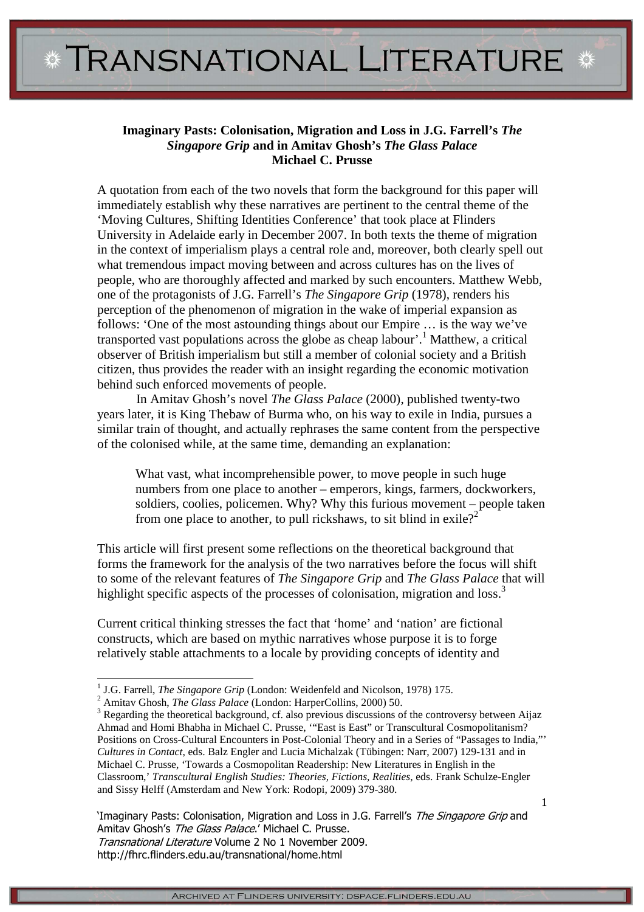# Imaginary Pasts: Colonisation, Migration and Loss in J.G. Farrell's *The Singapore Grip* and in Amitav Ghosh's *The Glass Palace*

**Michael C. Prusse**

A quotation from each of the two novels that form the background for this paper will immediately establish why these narratives are pertinent to the central theme of the 'Moving Cultures, Shifting Identities Conference' that took place at Flinders University in Adelaide early in December 2007. In both texts the theme of migration in the context of imperialism plays a central role and, moreover, both clearly spell out what tremendous impact moving between and across cultures has on the lives of people, who are thoroughly affected and marked by such encounters. Matthew Webb, one of the protagonists of J.G. Farrell's *The Singapore Grip* (1978), renders his perception of the phenomenon of migration in the wake of imperial expansion as follows: 'One of the most astounding things about our Empire … is the way we've transported vast populations across the globe as cheap labour'.[1] Matthew, a critical observer of British imperialism but still a member of colonial society and a British citizen, thus provides the reader with an insight regarding the economic motivation behind such enforced movements of people.

In Amitav Ghosh's novel *The Glass Palace* (2000), published twenty-two years later, it is King Thebaw of Burma who, on his way to exile in India, pursues a similar train of thought, and actually rephrases the same content from the perspective of the colonised while, at the same time, demanding an explanation:

> What vast, what incomprehensible power, to move people in such huge numbers from one place to another – emperors, kings, farmers, dockworkers, soldiers, coolies, policemen. Why? Why this furious movement – people taken from one place to another, to pull rickshaws, to sit blind in exile?[2]

This article will first present some reflections on the theoretical background that forms the framework for the analysis of the two narratives before the focus will shift to some of the relevant features of *The Singapore Grip* and *The Glass Palace* that will highlight specific aspects of the processes of colonisation, migration and loss.[3]

Current critical thinking stresses the fact that 'home' and 'nation' are fictional constructs, which are based on mythic narratives whose purpose it is to forge relatively stable attachments to a locale by providing concepts of identity and

---

[1] J.G. Farrell, *The Singapore Grip* (London: Weidenfeld and Nicolson, 1978) 175.

[2] Amitav Ghosh, *The Glass Palace* (London: HarperCollins, 2000) 50.

[3] Regarding the theoretical background, cf. also previous discussions of the controversy between Aijaz Ahmad and Homi Bhabha in Michael C. Prusse, '"East is East" or Transcultural Cosmopolitanism? Positions on Cross-Cultural Encounters in Post-Colonial Theory and in a Series of "Passages to India,"' *Cultures in Contact*, eds. Balz Engler and Lucia Michalzak (Tübingen: Narr, 2007) 129-131 and in Michael C. Prusse, 'Towards a Cosmopolitan Readership: New Literatures in English in the Classroom,' *Transcultural English Studies: Theories, Fictions, Realities*, eds. Frank Schulze-Engler and Sissy Helff (Amsterdam and New York: Rodopi, 2009) 379-380.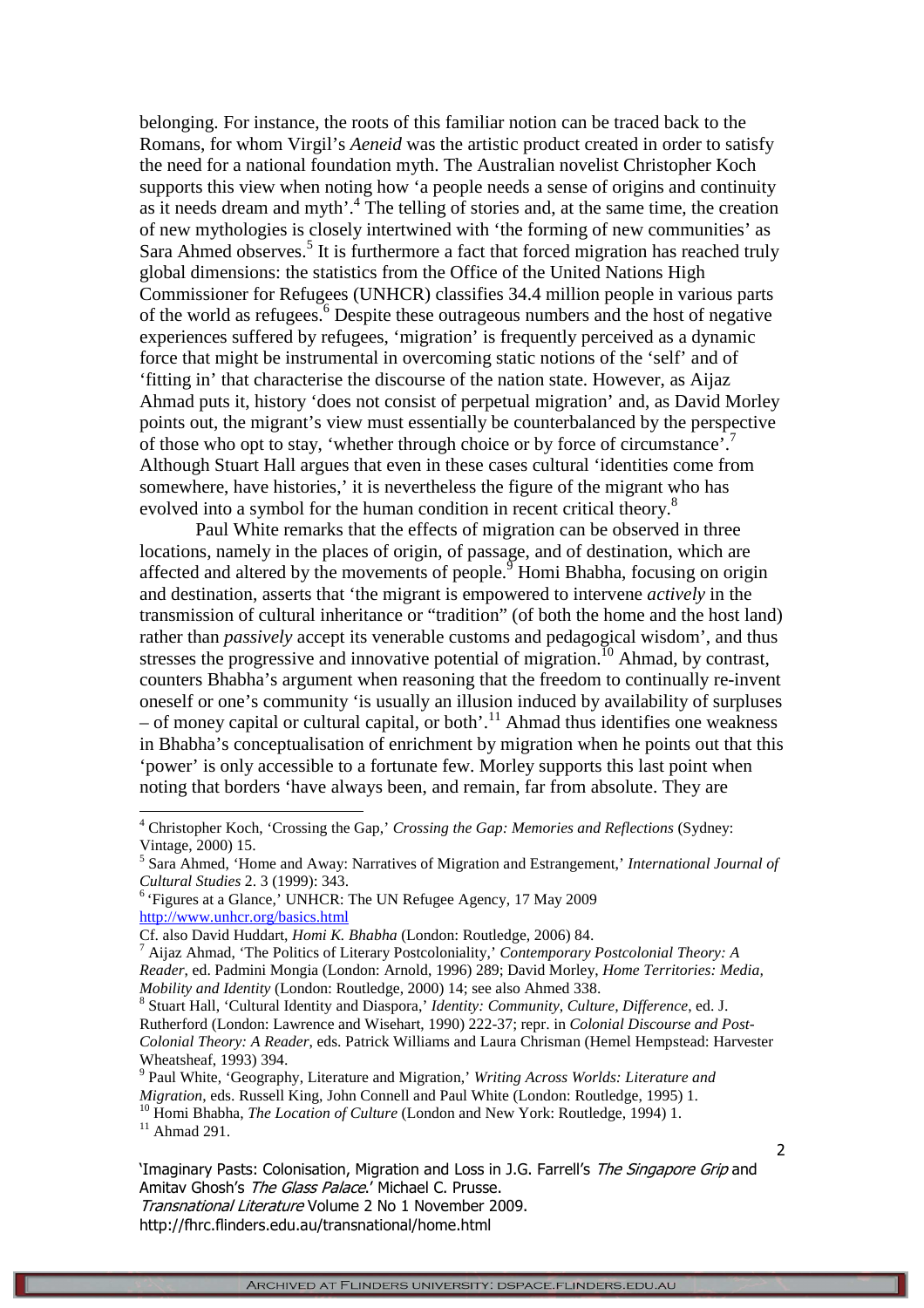belonging. For instance, the roots of this familiar notion can be traced back to the Romans, for whom Virgil's *Aeneid* was the artistic product created in order to satisfy the need for a national foundation myth. The Australian novelist Christopher Koch supports this view when noting how 'a people needs a sense of origins and continuity as it needs dream and myth'.[4] The telling of stories and, at the same time, the creation of new mythologies is closely intertwined with 'the forming of new communities' as Sara Ahmed observes.[5] It is furthermore a fact that forced migration has reached truly global dimensions: the statistics from the Office of the United Nations High Commissioner for Refugees (UNHCR) classifies 34.4 million people in various parts of the world as refugees.[6] Despite these outrageous numbers and the host of negative experiences suffered by refugees, 'migration' is frequently perceived as a dynamic force that might be instrumental in overcoming static notions of the 'self' and of 'fitting in' that characterise the discourse of the nation state. However, as Aijaz Ahmad puts it, history 'does not consist of perpetual migration' and, as David Morley points out, the migrant's view must essentially be counterbalanced by the perspective of those who opt to stay, 'whether through choice or by force of circumstance'.[7] Although Stuart Hall argues that even in these cases cultural 'identities come from somewhere, have histories,' it is nevertheless the figure of the migrant who has evolved into a symbol for the human condition in recent critical theory.[8]

Paul White remarks that the effects of migration can be observed in three locations, namely in the places of origin, of passage, and of destination, which are affected and altered by the movements of people.[9] Homi Bhabha, focusing on origin and destination, asserts that 'the migrant is empowered to intervene *actively* in the transmission of cultural inheritance or "tradition" (of both the home and the host land) rather than *passively* accept its venerable customs and pedagogical wisdom', and thus stresses the progressive and innovative potential of migration.[10] Ahmad, by contrast, counters Bhabha's argument when reasoning that the freedom to continually re-invent oneself or one's community 'is usually an illusion induced by availability of surpluses – of money capital or cultural capital, or both'.[11] Ahmad thus identifies one weakness in Bhabha's conceptualisation of enrichment by migration when he points out that this 'power' is only accessible to a fortunate few. Morley supports this last point when noting that borders 'have always been, and remain, far from absolute. They are

---

[4] Christopher Koch, 'Crossing the Gap,' *Crossing the Gap: Memories and Reflections* (Sydney: Vintage, 2000) 15.

[5] Sara Ahmed, 'Home and Away: Narratives of Migration and Estrangement,' *International Journal of Cultural Studies* 2. 3 (1999): 343.

[6] 'Figures at a Glance,' UNHCR: The UN Refugee Agency, 17 May 2009 http://www.unhcr.org/basics.html
Cf. also David Huddart, *Homi K. Bhabha* (London: Routledge, 2006) 84.

[7] Aijaz Ahmad, 'The Politics of Literary Postcoloniality,' *Contemporary Postcolonial Theory: A Reader*, ed. Padmini Mongia (London: Arnold, 1996) 289; David Morley, *Home Territories: Media, Mobility and Identity* (London: Routledge, 2000) 14; see also Ahmed 338.

[8] Stuart Hall, 'Cultural Identity and Diaspora,' *Identity: Community, Culture, Difference*, ed. J. Rutherford (London: Lawrence and Wisehart, 1990) 222-37; repr. in *Colonial Discourse and Post-Colonial Theory: A Reader*, eds. Patrick Williams and Laura Chrisman (Hemel Hempstead: Harvester Wheatsheaf, 1993) 394.

[9] Paul White, 'Geography, Literature and Migration,' *Writing Across Worlds: Literature and Migration*, eds. Russell King, John Connell and Paul White (London: Routledge, 1995) 1.

[10] Homi Bhabha, *The Location of Culture* (London and New York: Routledge, 1994) 1.

[11] Ahmad 291.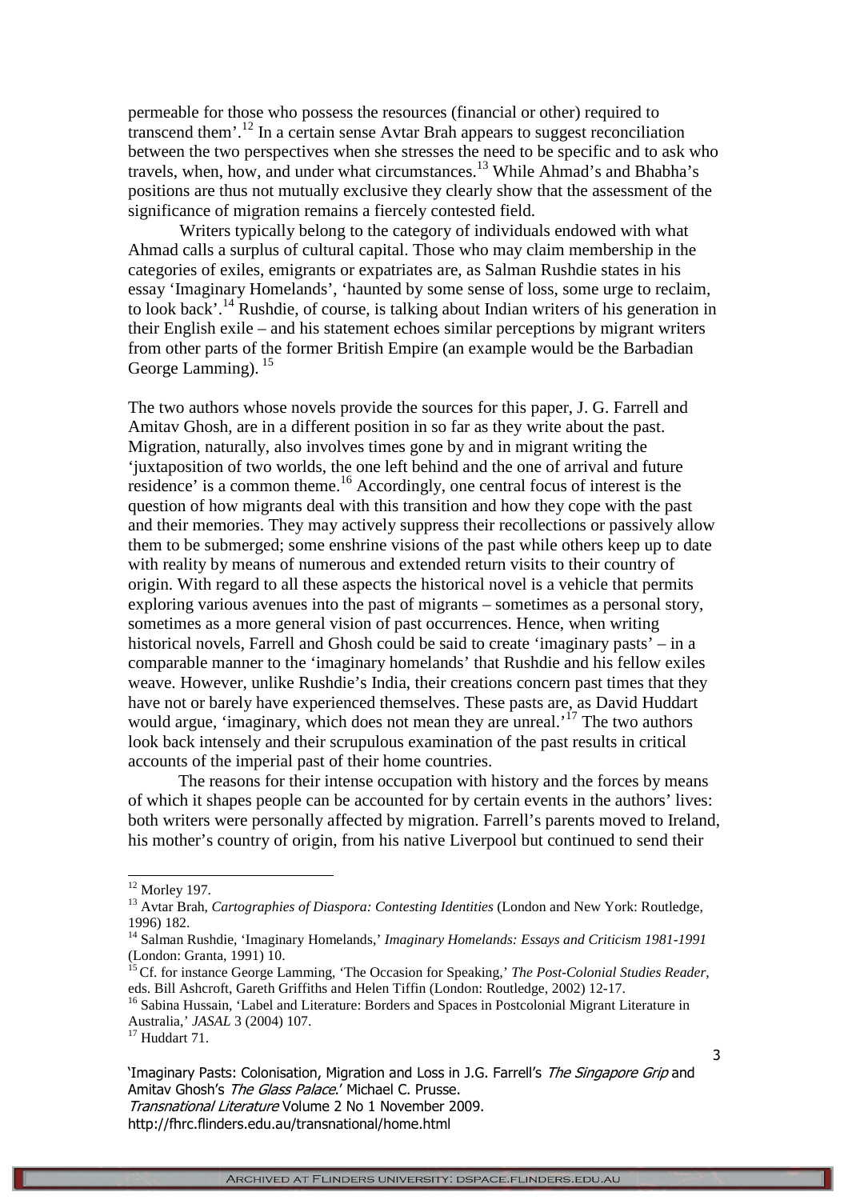permeable for those who possess the resources (financial or other) required to transcend them'.[12] In a certain sense Avtar Brah appears to suggest reconciliation between the two perspectives when she stresses the need to be specific and to ask who travels, when, how, and under what circumstances.[13] While Ahmad's and Bhabha's positions are thus not mutually exclusive they clearly show that the assessment of the significance of migration remains a fiercely contested field.

Writers typically belong to the category of individuals endowed with what Ahmad calls a surplus of cultural capital. Those who may claim membership in the categories of exiles, emigrants or expatriates are, as Salman Rushdie states in his essay 'Imaginary Homelands', 'haunted by some sense of loss, some urge to reclaim, to look back'.[14] Rushdie, of course, is talking about Indian writers of his generation in their English exile – and his statement echoes similar perceptions by migrant writers from other parts of the former British Empire (an example would be the Barbadian George Lamming).[15]

The two authors whose novels provide the sources for this paper, J. G. Farrell and Amitav Ghosh, are in a different position in so far as they write about the past. Migration, naturally, also involves times gone by and in migrant writing the 'juxtaposition of two worlds, the one left behind and the one of arrival and future residence' is a common theme.[16] Accordingly, one central focus of interest is the question of how migrants deal with this transition and how they cope with the past and their memories. They may actively suppress their recollections or passively allow them to be submerged; some enshrine visions of the past while others keep up to date with reality by means of numerous and extended return visits to their country of origin. With regard to all these aspects the historical novel is a vehicle that permits exploring various avenues into the past of migrants – sometimes as a personal story, sometimes as a more general vision of past occurrences. Hence, when writing historical novels, Farrell and Ghosh could be said to create 'imaginary pasts' – in a comparable manner to the 'imaginary homelands' that Rushdie and his fellow exiles weave. However, unlike Rushdie's India, their creations concern past times that they have not or barely have experienced themselves. These pasts are, as David Huddart would argue, 'imaginary, which does not mean they are unreal.'[17] The two authors look back intensely and their scrupulous examination of the past results in critical accounts of the imperial past of their home countries.

The reasons for their intense occupation with history and the forces by means of which it shapes people can be accounted for by certain events in the authors' lives: both writers were personally affected by migration. Farrell's parents moved to Ireland, his mother's country of origin, from his native Liverpool but continued to send their

---

[12] Morley 197.

[13] Avtar Brah, *Cartographies of Diaspora: Contesting Identities* (London and New York: Routledge, 1996) 182.

[14] Salman Rushdie, 'Imaginary Homelands,' *Imaginary Homelands: Essays and Criticism 1981-1991* (London: Granta, 1991) 10.

[15] Cf. for instance George Lamming, 'The Occasion for Speaking,' *The Post-Colonial Studies Reader*, eds. Bill Ashcroft, Gareth Griffiths and Helen Tiffin (London: Routledge, 2002) 12-17.

[16] Sabina Hussain, 'Label and Literature: Borders and Spaces in Postcolonial Migrant Literature in Australia,' *JASAL* 3 (2004) 107.

[17] Huddart 71.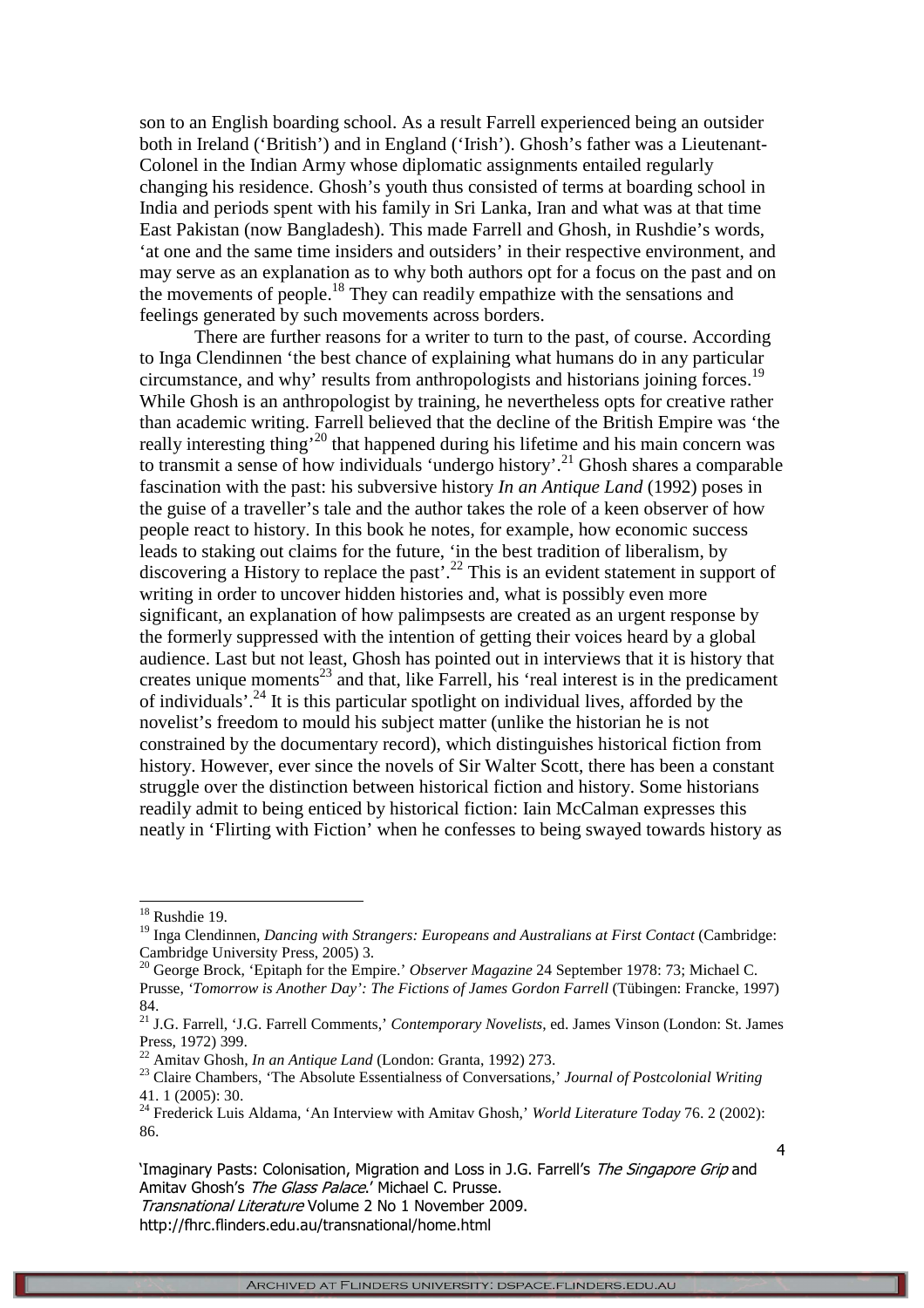son to an English boarding school. As a result Farrell experienced being an outsider both in Ireland ('British') and in England ('Irish'). Ghosh's father was a Lieutenant-Colonel in the Indian Army whose diplomatic assignments entailed regularly changing his residence. Ghosh's youth thus consisted of terms at boarding school in India and periods spent with his family in Sri Lanka, Iran and what was at that time East Pakistan (now Bangladesh). This made Farrell and Ghosh, in Rushdie's words, 'at one and the same time insiders and outsiders' in their respective environment, and may serve as an explanation as to why both authors opt for a focus on the past and on the movements of people.[18] They can readily empathize with the sensations and feelings generated by such movements across borders.

There are further reasons for a writer to turn to the past, of course. According to Inga Clendinnen 'the best chance of explaining what humans do in any particular circumstance, and why' results from anthropologists and historians joining forces.[19] While Ghosh is an anthropologist by training, he nevertheless opts for creative rather than academic writing. Farrell believed that the decline of the British Empire was 'the really interesting thing'[20] that happened during his lifetime and his main concern was to transmit a sense of how individuals 'undergo history'.[21] Ghosh shares a comparable fascination with the past: his subversive history *In an Antique Land* (1992) poses in the guise of a traveller's tale and the author takes the role of a keen observer of how people react to history. In this book he notes, for example, how economic success leads to staking out claims for the future, 'in the best tradition of liberalism, by discovering a History to replace the past'.[22] This is an evident statement in support of writing in order to uncover hidden histories and, what is possibly even more significant, an explanation of how palimpsests are created as an urgent response by the formerly suppressed with the intention of getting their voices heard by a global audience. Last but not least, Ghosh has pointed out in interviews that it is history that creates unique moments[23] and that, like Farrell, his 'real interest is in the predicament of individuals'.[24] It is this particular spotlight on individual lives, afforded by the novelist's freedom to mould his subject matter (unlike the historian he is not constrained by the documentary record), which distinguishes historical fiction from history. However, ever since the novels of Sir Walter Scott, there has been a constant struggle over the distinction between historical fiction and history. Some historians readily admit to being enticed by historical fiction: Iain McCalman expresses this neatly in 'Flirting with Fiction' when he confesses to being swayed towards history as

---

[18] Rushdie 19.

[19] Inga Clendinnen, *Dancing with Strangers: Europeans and Australians at First Contact* (Cambridge: Cambridge University Press, 2005) 3.

[20] George Brock, 'Epitaph for the Empire.' *Observer Magazine* 24 September 1978: 73; Michael C. Prusse, *'Tomorrow is Another Day': The Fictions of James Gordon Farrell* (Tübingen: Francke, 1997) 84.

[21] J.G. Farrell, 'J.G. Farrell Comments,' *Contemporary Novelists*, ed. James Vinson (London: St. James Press, 1972) 399.

[22] Amitav Ghosh, *In an Antique Land* (London: Granta, 1992) 273.

[23] Claire Chambers, 'The Absolute Essentialness of Conversations,' *Journal of Postcolonial Writing* 41. 1 (2005): 30.

[24] Frederick Luis Aldama, 'An Interview with Amitav Ghosh,' *World Literature Today* 76. 2 (2002): 86.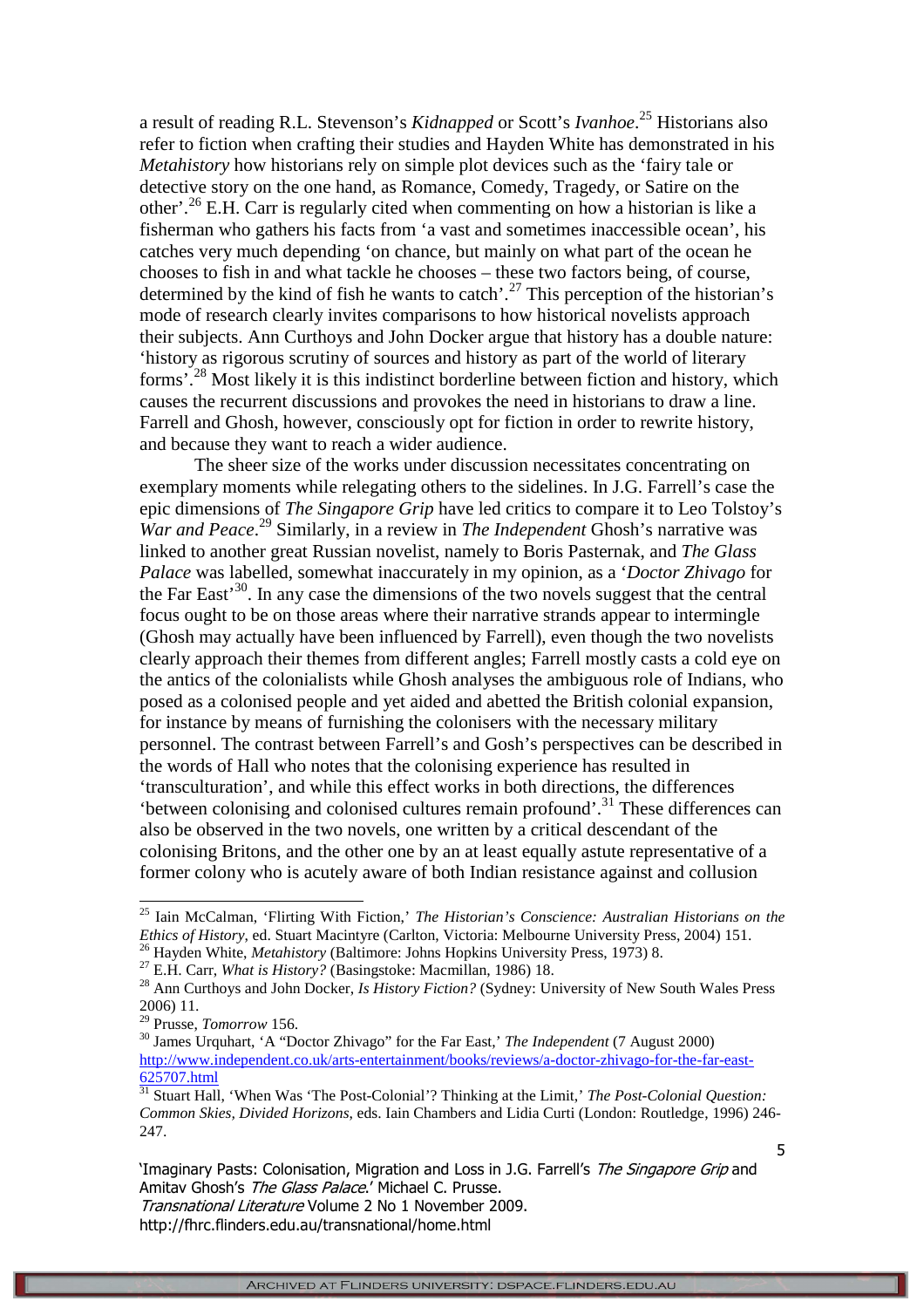a result of reading R.L. Stevenson's *Kidnapped* or Scott's *Ivanhoe*.[25] Historians also refer to fiction when crafting their studies and Hayden White has demonstrated in his *Metahistory* how historians rely on simple plot devices such as the 'fairy tale or detective story on the one hand, as Romance, Comedy, Tragedy, or Satire on the other'.[26] E.H. Carr is regularly cited when commenting on how a historian is like a fisherman who gathers his facts from 'a vast and sometimes inaccessible ocean', his catches very much depending 'on chance, but mainly on what part of the ocean he chooses to fish in and what tackle he chooses – these two factors being, of course, determined by the kind of fish he wants to catch'.[27] This perception of the historian's mode of research clearly invites comparisons to how historical novelists approach their subjects. Ann Curthoys and John Docker argue that history has a double nature: 'history as rigorous scrutiny of sources and history as part of the world of literary forms'.[28] Most likely it is this indistinct borderline between fiction and history, which causes the recurrent discussions and provokes the need in historians to draw a line. Farrell and Ghosh, however, consciously opt for fiction in order to rewrite history, and because they want to reach a wider audience.

The sheer size of the works under discussion necessitates concentrating on exemplary moments while relegating others to the sidelines. In J.G. Farrell's case the epic dimensions of *The Singapore Grip* have led critics to compare it to Leo Tolstoy's *War and Peace*.[29] Similarly, in a review in *The Independent* Ghosh's narrative was linked to another great Russian novelist, namely to Boris Pasternak, and *The Glass Palace* was labelled, somewhat inaccurately in my opinion, as a '*Doctor Zhivago* for the Far East'[30]. In any case the dimensions of the two novels suggest that the central focus ought to be on those areas where their narrative strands appear to intermingle (Ghosh may actually have been influenced by Farrell), even though the two novelists clearly approach their themes from different angles; Farrell mostly casts a cold eye on the antics of the colonialists while Ghosh analyses the ambiguous role of Indians, who posed as a colonised people and yet aided and abetted the British colonial expansion, for instance by means of furnishing the colonisers with the necessary military personnel. The contrast between Farrell's and Gosh's perspectives can be described in the words of Hall who notes that the colonising experience has resulted in 'transculturation', and while this effect works in both directions, the differences 'between colonising and colonised cultures remain profound'.[31] These differences can also be observed in the two novels, one written by a critical descendant of the colonising Britons, and the other one by an at least equally astute representative of a former colony who is acutely aware of both Indian resistance against and collusion

---

[25] Iain McCalman, 'Flirting With Fiction,' *The Historian's Conscience: Australian Historians on the Ethics of History*, ed. Stuart Macintyre (Carlton, Victoria: Melbourne University Press, 2004) 151.

[26] Hayden White, *Metahistory* (Baltimore: Johns Hopkins University Press, 1973) 8.

[27] E.H. Carr, *What is History?* (Basingstoke: Macmillan, 1986) 18.

[28] Ann Curthoys and John Docker, *Is History Fiction?* (Sydney: University of New South Wales Press 2006) 11.

[29] Prusse, *Tomorrow* 156.

[30] James Urquhart, 'A "Doctor Zhivago" for the Far East,' *The Independent* (7 August 2000) http://www.independent.co.uk/arts-entertainment/books/reviews/a-doctor-zhivago-for-the-far-east-625707.html

[31] Stuart Hall, 'When Was 'The Post-Colonial'? Thinking at the Limit,' *The Post-Colonial Question: Common Skies, Divided Horizons*, eds. Iain Chambers and Lidia Curti (London: Routledge, 1996) 246-247.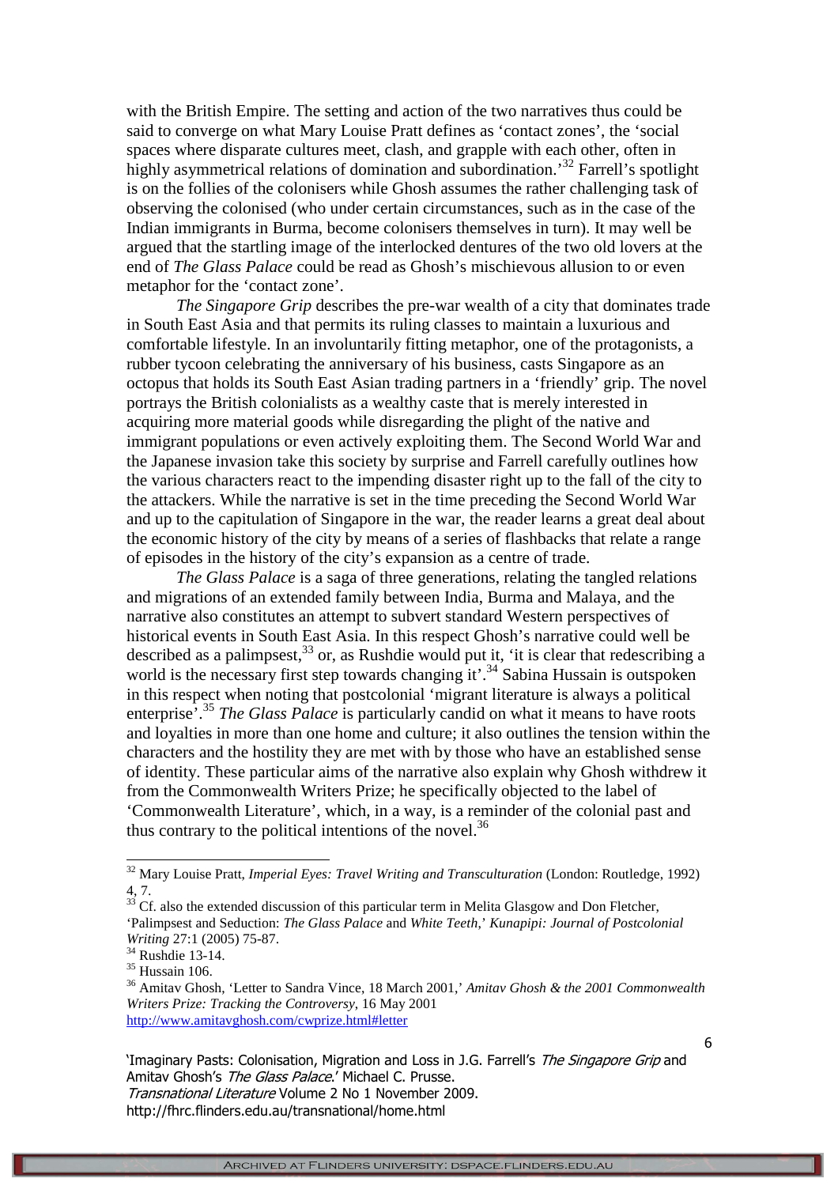with the British Empire. The setting and action of the two narratives thus could be said to converge on what Mary Louise Pratt defines as 'contact zones', the 'social spaces where disparate cultures meet, clash, and grapple with each other, often in highly asymmetrical relations of domination and subordination.'[32] Farrell's spotlight is on the follies of the colonisers while Ghosh assumes the rather challenging task of observing the colonised (who under certain circumstances, such as in the case of the Indian immigrants in Burma, become colonisers themselves in turn). It may well be argued that the startling image of the interlocked dentures of the two old lovers at the end of *The Glass Palace* could be read as Ghosh's mischievous allusion to or even metaphor for the 'contact zone'.

*The Singapore Grip* describes the pre-war wealth of a city that dominates trade in South East Asia and that permits its ruling classes to maintain a luxurious and comfortable lifestyle. In an involuntarily fitting metaphor, one of the protagonists, a rubber tycoon celebrating the anniversary of his business, casts Singapore as an octopus that holds its South East Asian trading partners in a 'friendly' grip. The novel portrays the British colonialists as a wealthy caste that is merely interested in acquiring more material goods while disregarding the plight of the native and immigrant populations or even actively exploiting them. The Second World War and the Japanese invasion take this society by surprise and Farrell carefully outlines how the various characters react to the impending disaster right up to the fall of the city to the attackers. While the narrative is set in the time preceding the Second World War and up to the capitulation of Singapore in the war, the reader learns a great deal about the economic history of the city by means of a series of flashbacks that relate a range of episodes in the history of the city's expansion as a centre of trade.

*The Glass Palace* is a saga of three generations, relating the tangled relations and migrations of an extended family between India, Burma and Malaya, and the narrative also constitutes an attempt to subvert standard Western perspectives of historical events in South East Asia. In this respect Ghosh's narrative could well be described as a palimpsest,[33] or, as Rushdie would put it, 'it is clear that redescribing a world is the necessary first step towards changing it'.[34] Sabina Hussain is outspoken in this respect when noting that postcolonial 'migrant literature is always a political enterprise'.[35] *The Glass Palace* is particularly candid on what it means to have roots and loyalties in more than one home and culture; it also outlines the tension within the characters and the hostility they are met with by those who have an established sense of identity. These particular aims of the narrative also explain why Ghosh withdrew it from the Commonwealth Writers Prize; he specifically objected to the label of 'Commonwealth Literature', which, in a way, is a reminder of the colonial past and thus contrary to the political intentions of the novel.[36]

---

[32] Mary Louise Pratt, *Imperial Eyes: Travel Writing and Transculturation* (London: Routledge, 1992) 4, 7.

[33] Cf. also the extended discussion of this particular term in Melita Glasgow and Don Fletcher, 'Palimpsest and Seduction: *The Glass Palace* and *White Teeth*,' *Kunapipi: Journal of Postcolonial Writing* 27:1 (2005) 75-87.

[34] Rushdie 13-14.

[35] Hussain 106.

[36] Amitav Ghosh, 'Letter to Sandra Vince, 18 March 2001,' *Amitav Ghosh & the 2001 Commonwealth Writers Prize: Tracking the Controversy*, 16 May 2001 http://www.amitavghosh.com/cwprize.html#letter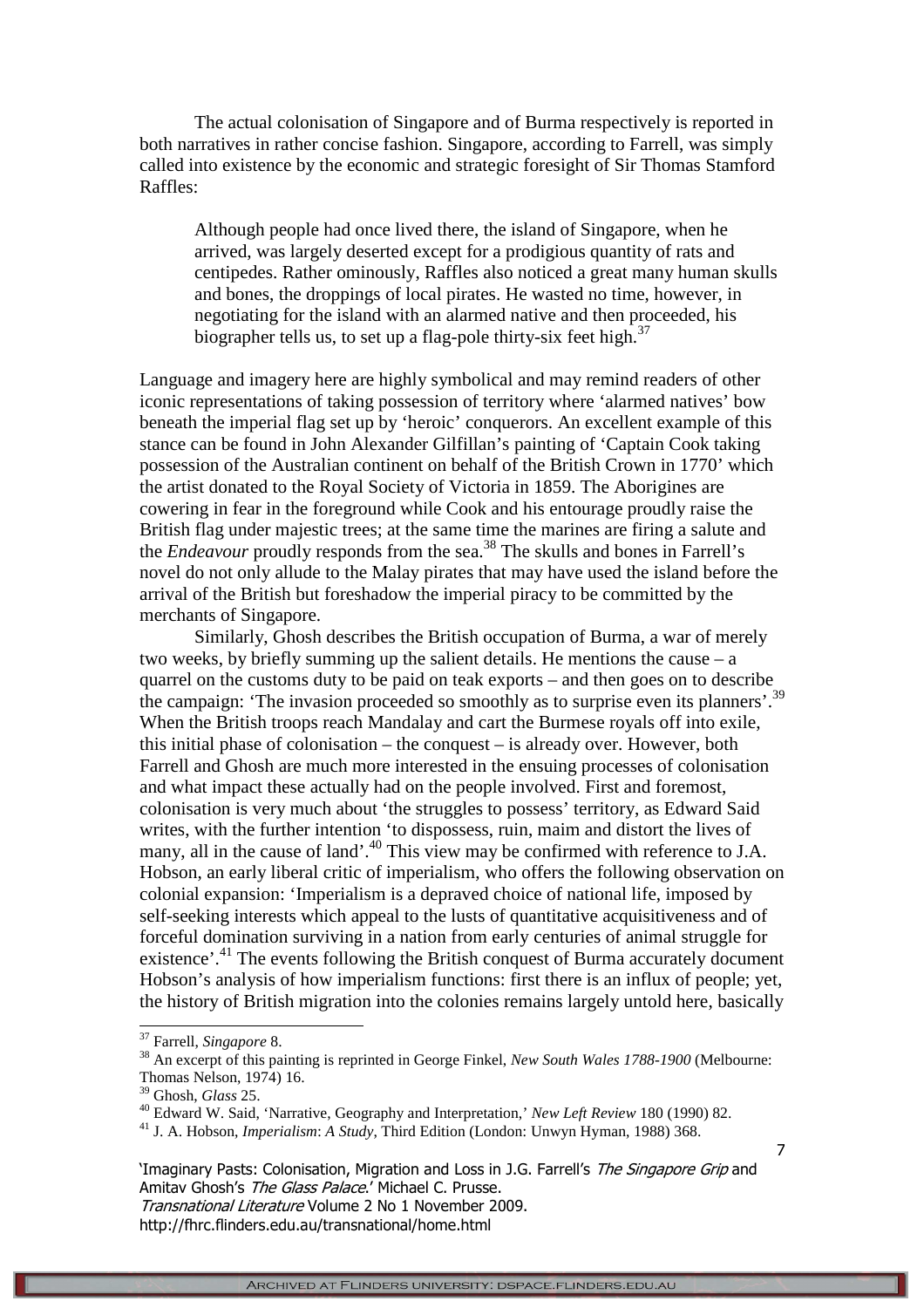The actual colonisation of Singapore and of Burma respectively is reported in both narratives in rather concise fashion. Singapore, according to Farrell, was simply called into existence by the economic and strategic foresight of Sir Thomas Stamford Raffles:

> Although people had once lived there, the island of Singapore, when he arrived, was largely deserted except for a prodigious quantity of rats and centipedes. Rather ominously, Raffles also noticed a great many human skulls and bones, the droppings of local pirates. He wasted no time, however, in negotiating for the island with an alarmed native and then proceeded, his biographer tells us, to set up a flag-pole thirty-six feet high.[37]

Language and imagery here are highly symbolical and may remind readers of other iconic representations of taking possession of territory where 'alarmed natives' bow beneath the imperial flag set up by 'heroic' conquerors. An excellent example of this stance can be found in John Alexander Gilfillan's painting of 'Captain Cook taking possession of the Australian continent on behalf of the British Crown in 1770' which the artist donated to the Royal Society of Victoria in 1859. The Aborigines are cowering in fear in the foreground while Cook and his entourage proudly raise the British flag under majestic trees; at the same time the marines are firing a salute and the *Endeavour* proudly responds from the sea.[38] The skulls and bones in Farrell's novel do not only allude to the Malay pirates that may have used the island before the arrival of the British but foreshadow the imperial piracy to be committed by the merchants of Singapore.

Similarly, Ghosh describes the British occupation of Burma, a war of merely two weeks, by briefly summing up the salient details. He mentions the cause – a quarrel on the customs duty to be paid on teak exports – and then goes on to describe the campaign: 'The invasion proceeded so smoothly as to surprise even its planners'.[39] When the British troops reach Mandalay and cart the Burmese royals off into exile, this initial phase of colonisation – the conquest – is already over. However, both Farrell and Ghosh are much more interested in the ensuing processes of colonisation and what impact these actually had on the people involved. First and foremost, colonisation is very much about 'the struggles to possess' territory, as Edward Said writes, with the further intention 'to dispossess, ruin, maim and distort the lives of many, all in the cause of land'.[40] This view may be confirmed with reference to J.A. Hobson, an early liberal critic of imperialism, who offers the following observation on colonial expansion: 'Imperialism is a depraved choice of national life, imposed by self-seeking interests which appeal to the lusts of quantitative acquisitiveness and of forceful domination surviving in a nation from early centuries of animal struggle for existence'.[41] The events following the British conquest of Burma accurately document Hobson's analysis of how imperialism functions: first there is an influx of people; yet, the history of British migration into the colonies remains largely untold here, basically

---

[37] Farrell, *Singapore* 8.

[38] An excerpt of this painting is reprinted in George Finkel, *New South Wales 1788-1900* (Melbourne: Thomas Nelson, 1974) 16.

[39] Ghosh, *Glass* 25.

[40] Edward W. Said, 'Narrative, Geography and Interpretation,' *New Left Review* 180 (1990) 82.

[41] J. A. Hobson, *Imperialism*: *A Study*, Third Edition (London: Unwyn Hyman, 1988) 368.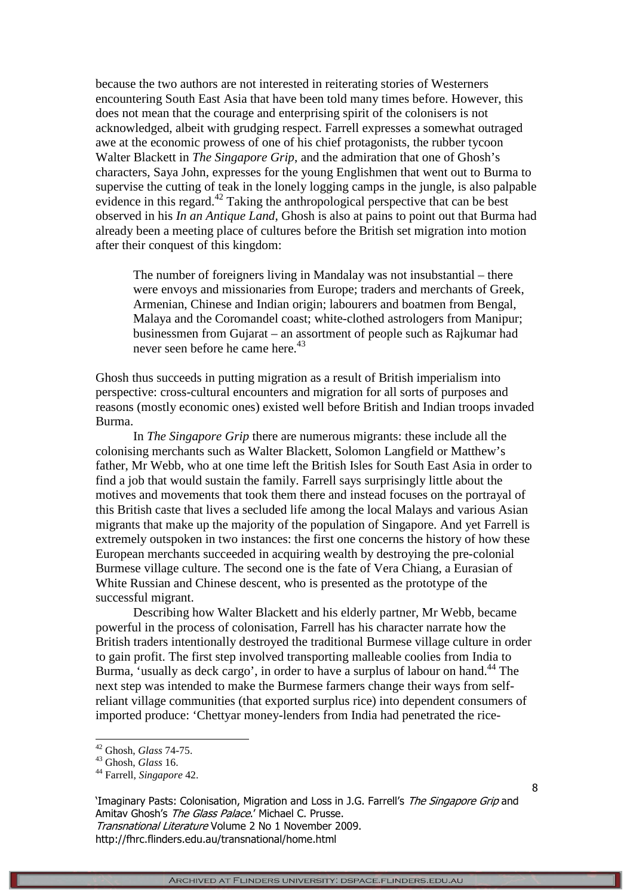because the two authors are not interested in reiterating stories of Westerners encountering South East Asia that have been told many times before. However, this does not mean that the courage and enterprising spirit of the colonisers is not acknowledged, albeit with grudging respect. Farrell expresses a somewhat outraged awe at the economic prowess of one of his chief protagonists, the rubber tycoon Walter Blackett in *The Singapore Grip*, and the admiration that one of Ghosh's characters, Saya John, expresses for the young Englishmen that went out to Burma to supervise the cutting of teak in the lonely logging camps in the jungle, is also palpable evidence in this regard.[42] Taking the anthropological perspective that can be best observed in his *In an Antique Land*, Ghosh is also at pains to point out that Burma had already been a meeting place of cultures before the British set migration into motion after their conquest of this kingdom:

> The number of foreigners living in Mandalay was not insubstantial – there were envoys and missionaries from Europe; traders and merchants of Greek, Armenian, Chinese and Indian origin; labourers and boatmen from Bengal, Malaya and the Coromandel coast; white-clothed astrologers from Manipur; businessmen from Gujarat – an assortment of people such as Rajkumar had never seen before he came here.[43]

Ghosh thus succeeds in putting migration as a result of British imperialism into perspective: cross-cultural encounters and migration for all sorts of purposes and reasons (mostly economic ones) existed well before British and Indian troops invaded Burma.

In *The Singapore Grip* there are numerous migrants: these include all the colonising merchants such as Walter Blackett, Solomon Langfield or Matthew's father, Mr Webb, who at one time left the British Isles for South East Asia in order to find a job that would sustain the family. Farrell says surprisingly little about the motives and movements that took them there and instead focuses on the portrayal of this British caste that lives a secluded life among the local Malays and various Asian migrants that make up the majority of the population of Singapore. And yet Farrell is extremely outspoken in two instances: the first one concerns the history of how these European merchants succeeded in acquiring wealth by destroying the pre-colonial Burmese village culture. The second one is the fate of Vera Chiang, a Eurasian of White Russian and Chinese descent, who is presented as the prototype of the successful migrant.

Describing how Walter Blackett and his elderly partner, Mr Webb, became powerful in the process of colonisation, Farrell has his character narrate how the British traders intentionally destroyed the traditional Burmese village culture in order to gain profit. The first step involved transporting malleable coolies from India to Burma, 'usually as deck cargo', in order to have a surplus of labour on hand.[44] The next step was intended to make the Burmese farmers change their ways from self-reliant village communities (that exported surplus rice) into dependent consumers of imported produce: 'Chettyar money-lenders from India had penetrated the rice-

---

[42] Ghosh, *Glass* 74-75.

[43] Ghosh, *Glass* 16.

[44] Farrell, *Singapore* 42.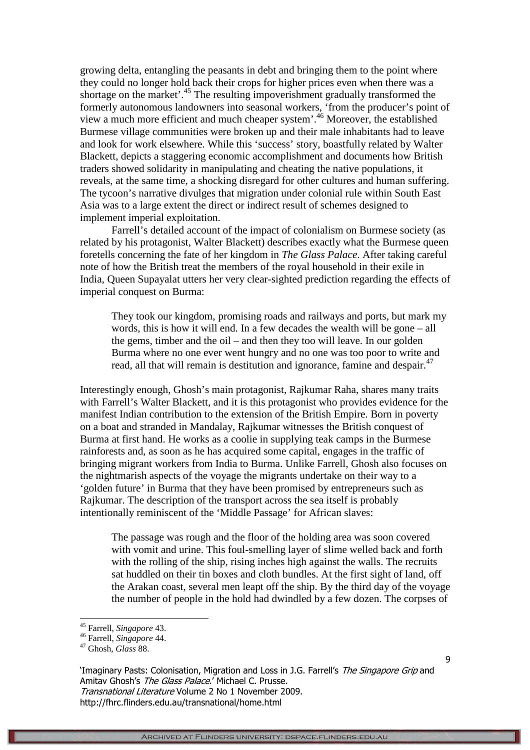growing delta, entangling the peasants in debt and bringing them to the point where they could no longer hold back their crops for higher prices even when there was a shortage on the market'.[45] The resulting impoverishment gradually transformed the formerly autonomous landowners into seasonal workers, 'from the producer's point of view a much more efficient and much cheaper system'.[46] Moreover, the established Burmese village communities were broken up and their male inhabitants had to leave and look for work elsewhere. While this 'success' story, boastfully related by Walter Blackett, depicts a staggering economic accomplishment and documents how British traders showed solidarity in manipulating and cheating the native populations, it reveals, at the same time, a shocking disregard for other cultures and human suffering. The tycoon's narrative divulges that migration under colonial rule within South East Asia was to a large extent the direct or indirect result of schemes designed to implement imperial exploitation.

Farrell's detailed account of the impact of colonialism on Burmese society (as related by his protagonist, Walter Blackett) describes exactly what the Burmese queen foretells concerning the fate of her kingdom in *The Glass Palace*. After taking careful note of how the British treat the members of the royal household in their exile in India, Queen Supayalat utters her very clear-sighted prediction regarding the effects of imperial conquest on Burma:

> They took our kingdom, promising roads and railways and ports, but mark my words, this is how it will end. In a few decades the wealth will be gone – all the gems, timber and the oil – and then they too will leave. In our golden Burma where no one ever went hungry and no one was too poor to write and read, all that will remain is destitution and ignorance, famine and despair.[47]

Interestingly enough, Ghosh's main protagonist, Rajkumar Raha, shares many traits with Farrell's Walter Blackett, and it is this protagonist who provides evidence for the manifest Indian contribution to the extension of the British Empire. Born in poverty on a boat and stranded in Mandalay, Rajkumar witnesses the British conquest of Burma at first hand. He works as a coolie in supplying teak camps in the Burmese rainforests and, as soon as he has acquired some capital, engages in the traffic of bringing migrant workers from India to Burma. Unlike Farrell, Ghosh also focuses on the nightmarish aspects of the voyage the migrants undertake on their way to a 'golden future' in Burma that they have been promised by entrepreneurs such as Rajkumar. The description of the transport across the sea itself is probably intentionally reminiscent of the 'Middle Passage' for African slaves:

> The passage was rough and the floor of the holding area was soon covered with vomit and urine. This foul-smelling layer of slime welled back and forth with the rolling of the ship, rising inches high against the walls. The recruits sat huddled on their tin boxes and cloth bundles. At the first sight of land, off the Arakan coast, several men leapt off the ship. By the third day of the voyage the number of people in the hold had dwindled by a few dozen. The corpses of

---

[45] Farrell, *Singapore* 43.

[46] Farrell, *Singapore* 44.

[47] Ghosh, *Glass* 88.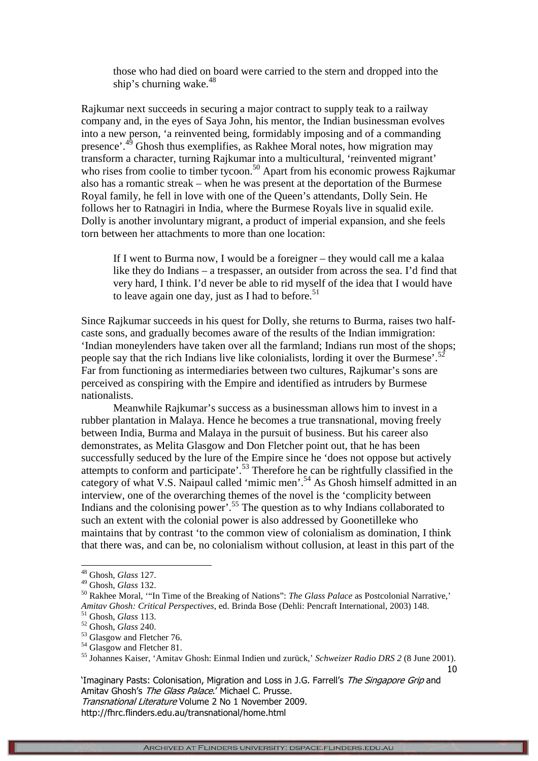> those who had died on board were carried to the stern and dropped into the ship's churning wake.[48]

Rajkumar next succeeds in securing a major contract to supply teak to a railway company and, in the eyes of Saya John, his mentor, the Indian businessman evolves into a new person, 'a reinvented being, formidably imposing and of a commanding presence'.[49] Ghosh thus exemplifies, as Rakhee Moral notes, how migration may transform a character, turning Rajkumar into a multicultural, 'reinvented migrant' who rises from coolie to timber tycoon.[50] Apart from his economic prowess Rajkumar also has a romantic streak – when he was present at the deportation of the Burmese Royal family, he fell in love with one of the Queen's attendants, Dolly Sein. He follows her to Ratnagiri in India, where the Burmese Royals live in squalid exile. Dolly is another involuntary migrant, a product of imperial expansion, and she feels torn between her attachments to more than one location:

> If I went to Burma now, I would be a foreigner – they would call me a kalaa like they do Indians – a trespasser, an outsider from across the sea. I'd find that very hard, I think. I'd never be able to rid myself of the idea that I would have to leave again one day, just as I had to before.[51]

Since Rajkumar succeeds in his quest for Dolly, she returns to Burma, raises two half-caste sons, and gradually becomes aware of the results of the Indian immigration: 'Indian moneylenders have taken over all the farmland; Indians run most of the shops; people say that the rich Indians live like colonialists, lording it over the Burmese'.[52] Far from functioning as intermediaries between two cultures, Rajkumar's sons are perceived as conspiring with the Empire and identified as intruders by Burmese nationalists.

Meanwhile Rajkumar's success as a businessman allows him to invest in a rubber plantation in Malaya. Hence he becomes a true transnational, moving freely between India, Burma and Malaya in the pursuit of business. But his career also demonstrates, as Melita Glasgow and Don Fletcher point out, that he has been successfully seduced by the lure of the Empire since he 'does not oppose but actively attempts to conform and participate'.[53] Therefore he can be rightfully classified in the category of what V.S. Naipaul called 'mimic men'.[54] As Ghosh himself admitted in an interview, one of the overarching themes of the novel is the 'complicity between Indians and the colonising power'.[55] The question as to why Indians collaborated to such an extent with the colonial power is also addressed by Goonetilleke who maintains that by contrast 'to the common view of colonialism as domination, I think that there was, and can be, no colonialism without collusion, at least in this part of the

---

[48] Ghosh, *Glass* 127.

[49] Ghosh, *Glass* 132.

[50] Rakhee Moral, '"In Time of the Breaking of Nations": *The Glass Palace* as Postcolonial Narrative,' *Amitav Ghosh: Critical Perspectives*, ed. Brinda Bose (Dehli: Pencraft International, 2003) 148.

[51] Ghosh, *Glass* 113.

[52] Ghosh, *Glass* 240.

[53] Glasgow and Fletcher 76.

[54] Glasgow and Fletcher 81.

[55] Johannes Kaiser, 'Amitav Ghosh: Einmal Indien und zurück,' *Schweizer Radio DRS 2* (8 June 2001).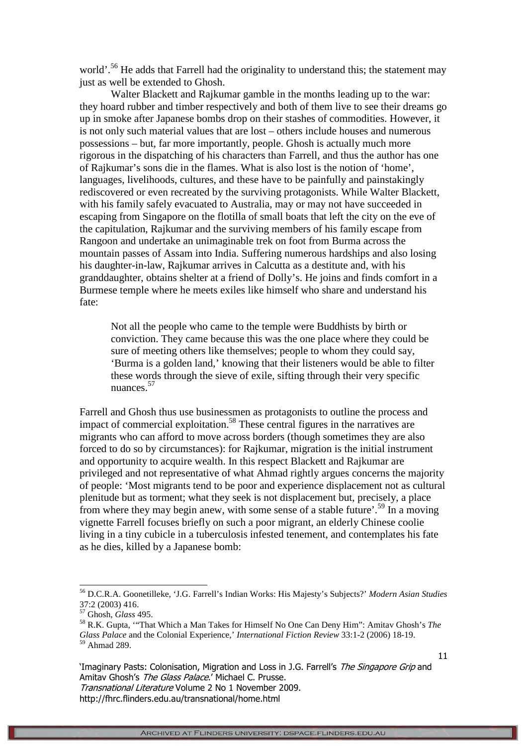world'.[56] He adds that Farrell had the originality to understand this; the statement may just as well be extended to Ghosh.

Walter Blackett and Rajkumar gamble in the months leading up to the war: they hoard rubber and timber respectively and both of them live to see their dreams go up in smoke after Japanese bombs drop on their stashes of commodities. However, it is not only such material values that are lost – others include houses and numerous possessions – but, far more importantly, people. Ghosh is actually much more rigorous in the dispatching of his characters than Farrell, and thus the author has one of Rajkumar's sons die in the flames. What is also lost is the notion of 'home', languages, livelihoods, cultures, and these have to be painfully and painstakingly rediscovered or even recreated by the surviving protagonists. While Walter Blackett, with his family safely evacuated to Australia, may or may not have succeeded in escaping from Singapore on the flotilla of small boats that left the city on the eve of the capitulation, Rajkumar and the surviving members of his family escape from Rangoon and undertake an unimaginable trek on foot from Burma across the mountain passes of Assam into India. Suffering numerous hardships and also losing his daughter-in-law, Rajkumar arrives in Calcutta as a destitute and, with his granddaughter, obtains shelter at a friend of Dolly's. He joins and finds comfort in a Burmese temple where he meets exiles like himself who share and understand his fate:

> Not all the people who came to the temple were Buddhists by birth or conviction. They came because this was the one place where they could be sure of meeting others like themselves; people to whom they could say, 'Burma is a golden land,' knowing that their listeners would be able to filter these words through the sieve of exile, sifting through their very specific nuances.[57]

Farrell and Ghosh thus use businessmen as protagonists to outline the process and impact of commercial exploitation.[58] These central figures in the narratives are migrants who can afford to move across borders (though sometimes they are also forced to do so by circumstances): for Rajkumar, migration is the initial instrument and opportunity to acquire wealth. In this respect Blackett and Rajkumar are privileged and not representative of what Ahmad rightly argues concerns the majority of people: 'Most migrants tend to be poor and experience displacement not as cultural plenitude but as torment; what they seek is not displacement but, precisely, a place from where they may begin anew, with some sense of a stable future'.[59] In a moving vignette Farrell focuses briefly on such a poor migrant, an elderly Chinese coolie living in a tiny cubicle in a tuberculosis infested tenement, and contemplates his fate as he dies, killed by a Japanese bomb:

---

[56] D.C.R.A. Goonetilleke, 'J.G. Farrell's Indian Works: His Majesty's Subjects?' *Modern Asian Studies* 37:2 (2003) 416.

[57] Ghosh, *Glass* 495.

[58] R.K. Gupta, '"That Which a Man Takes for Himself No One Can Deny Him": Amitav Ghosh's *The Glass Palace* and the Colonial Experience,' *International Fiction Review* 33:1-2 (2006) 18-19.

[59] Ahmad 289.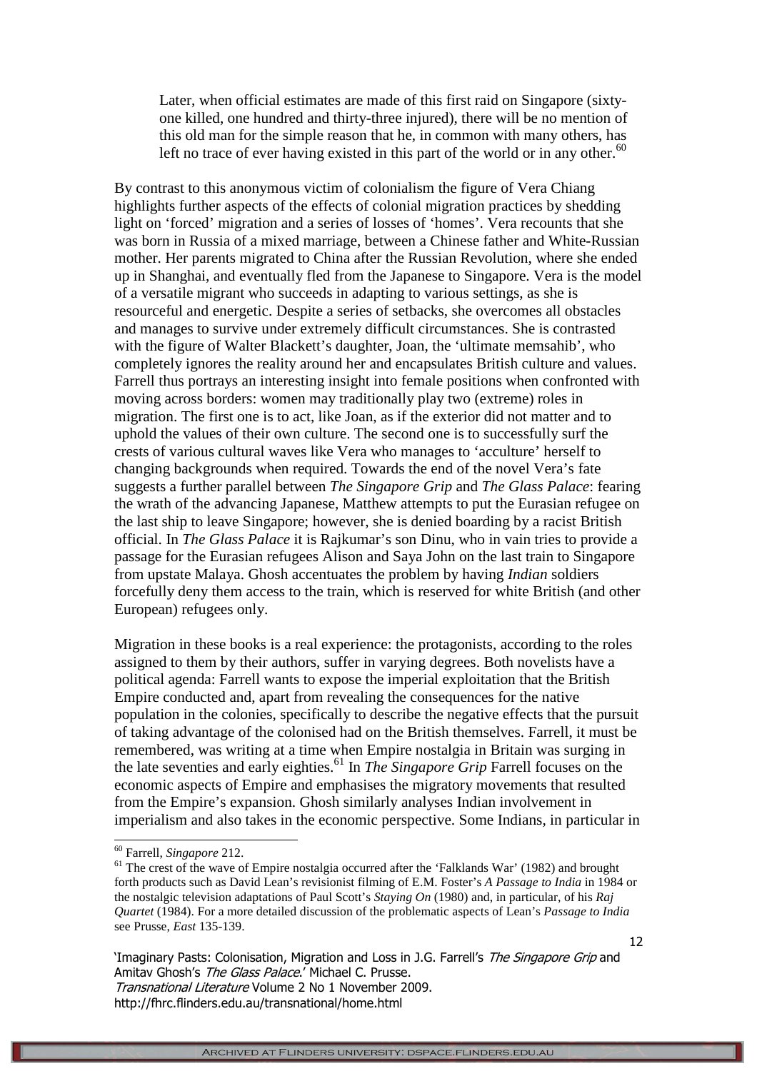> Later, when official estimates are made of this first raid on Singapore (sixty-one killed, one hundred and thirty-three injured), there will be no mention of this old man for the simple reason that he, in common with many others, has left no trace of ever having existed in this part of the world or in any other.[60]

By contrast to this anonymous victim of colonialism the figure of Vera Chiang highlights further aspects of the effects of colonial migration practices by shedding light on 'forced' migration and a series of losses of 'homes'. Vera recounts that she was born in Russia of a mixed marriage, between a Chinese father and White-Russian mother. Her parents migrated to China after the Russian Revolution, where she ended up in Shanghai, and eventually fled from the Japanese to Singapore. Vera is the model of a versatile migrant who succeeds in adapting to various settings, as she is resourceful and energetic. Despite a series of setbacks, she overcomes all obstacles and manages to survive under extremely difficult circumstances. She is contrasted with the figure of Walter Blackett's daughter, Joan, the 'ultimate memsahib', who completely ignores the reality around her and encapsulates British culture and values. Farrell thus portrays an interesting insight into female positions when confronted with moving across borders: women may traditionally play two (extreme) roles in migration. The first one is to act, like Joan, as if the exterior did not matter and to uphold the values of their own culture. The second one is to successfully surf the crests of various cultural waves like Vera who manages to 'acculture' herself to changing backgrounds when required. Towards the end of the novel Vera's fate suggests a further parallel between *The Singapore Grip* and *The Glass Palace*: fearing the wrath of the advancing Japanese, Matthew attempts to put the Eurasian refugee on the last ship to leave Singapore; however, she is denied boarding by a racist British official. In *The Glass Palace* it is Rajkumar's son Dinu, who in vain tries to provide a passage for the Eurasian refugees Alison and Saya John on the last train to Singapore from upstate Malaya. Ghosh accentuates the problem by having *Indian* soldiers forcefully deny them access to the train, which is reserved for white British (and other European) refugees only.

Migration in these books is a real experience: the protagonists, according to the roles assigned to them by their authors, suffer in varying degrees. Both novelists have a political agenda: Farrell wants to expose the imperial exploitation that the British Empire conducted and, apart from revealing the consequences for the native population in the colonies, specifically to describe the negative effects that the pursuit of taking advantage of the colonised had on the British themselves. Farrell, it must be remembered, was writing at a time when Empire nostalgia in Britain was surging in the late seventies and early eighties.[61] In *The Singapore Grip* Farrell focuses on the economic aspects of Empire and emphasises the migratory movements that resulted from the Empire's expansion. Ghosh similarly analyses Indian involvement in imperialism and also takes in the economic perspective. Some Indians, in particular in

---

[60] Farrell, *Singapore* 212.

[61] The crest of the wave of Empire nostalgia occurred after the 'Falklands War' (1982) and brought forth products such as David Lean's revisionist filming of E.M. Foster's *A Passage to India* in 1984 or the nostalgic television adaptations of Paul Scott's *Staying On* (1980) and, in particular, of his *Raj Quartet* (1984). For a more detailed discussion of the problematic aspects of Lean's *Passage to India* see Prusse, *East* 135-139.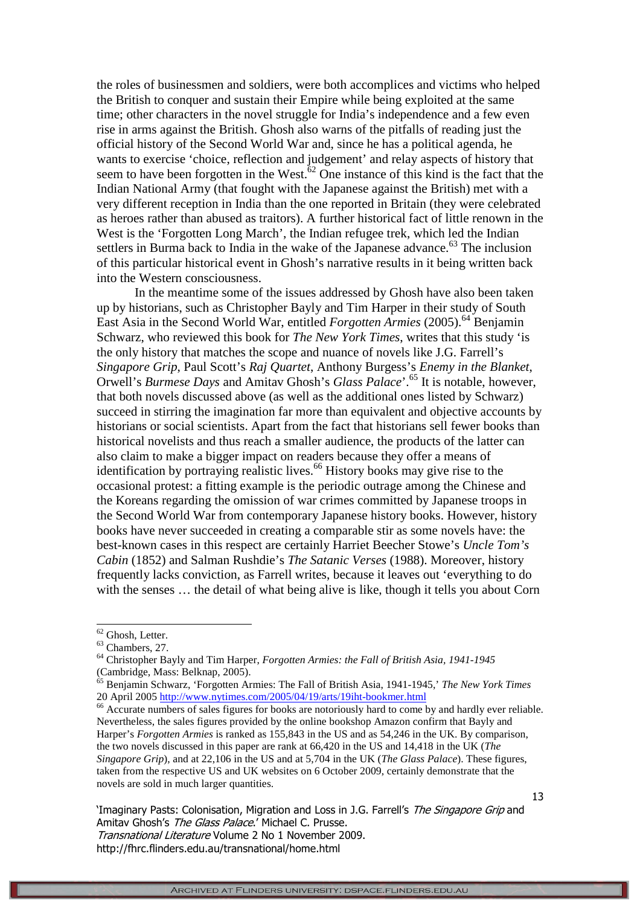the roles of businessmen and soldiers, were both accomplices and victims who helped the British to conquer and sustain their Empire while being exploited at the same time; other characters in the novel struggle for India's independence and a few even rise in arms against the British. Ghosh also warns of the pitfalls of reading just the official history of the Second World War and, since he has a political agenda, he wants to exercise 'choice, reflection and judgement' and relay aspects of history that seem to have been forgotten in the West.[62] One instance of this kind is the fact that the Indian National Army (that fought with the Japanese against the British) met with a very different reception in India than the one reported in Britain (they were celebrated as heroes rather than abused as traitors). A further historical fact of little renown in the West is the 'Forgotten Long March', the Indian refugee trek, which led the Indian settlers in Burma back to India in the wake of the Japanese advance.[63] The inclusion of this particular historical event in Ghosh's narrative results in it being written back into the Western consciousness.

In the meantime some of the issues addressed by Ghosh have also been taken up by historians, such as Christopher Bayly and Tim Harper in their study of South East Asia in the Second World War, entitled *Forgotten Armies* (2005).[64] Benjamin Schwarz, who reviewed this book for *The New York Times*, writes that this study 'is the only history that matches the scope and nuance of novels like J.G. Farrell's *Singapore Grip*, Paul Scott's *Raj Quartet*, Anthony Burgess's *Enemy in the Blanket*, Orwell's *Burmese Days* and Amitav Ghosh's *Glass Palace*'.[65] It is notable, however, that both novels discussed above (as well as the additional ones listed by Schwarz) succeed in stirring the imagination far more than equivalent and objective accounts by historians or social scientists. Apart from the fact that historians sell fewer books than historical novelists and thus reach a smaller audience, the products of the latter can also claim to make a bigger impact on readers because they offer a means of identification by portraying realistic lives.[66] History books may give rise to the occasional protest: a fitting example is the periodic outrage among the Chinese and the Koreans regarding the omission of war crimes committed by Japanese troops in the Second World War from contemporary Japanese history books. However, history books have never succeeded in creating a comparable stir as some novels have: the best-known cases in this respect are certainly Harriet Beecher Stowe's *Uncle Tom's Cabin* (1852) and Salman Rushdie's *The Satanic Verses* (1988). Moreover, history frequently lacks conviction, as Farrell writes, because it leaves out 'everything to do with the senses … the detail of what being alive is like, though it tells you about Corn

---

[62] Ghosh, Letter.

[63] Chambers, 27.

[64] Christopher Bayly and Tim Harper, *Forgotten Armies: the Fall of British Asia, 1941-1945* (Cambridge, Mass: Belknap, 2005).

[65] Benjamin Schwarz, 'Forgotten Armies: The Fall of British Asia, 1941-1945,' *The New York Times* 20 April 2005 http://www.nytimes.com/2005/04/19/arts/19iht-bookmer.html

[66] Accurate numbers of sales figures for books are notoriously hard to come by and hardly ever reliable. Nevertheless, the sales figures provided by the online bookshop Amazon confirm that Bayly and Harper's *Forgotten Armies* is ranked as 155,843 in the US and as 54,246 in the UK. By comparison, the two novels discussed in this paper are rank at 66,420 in the US and 14,418 in the UK (*The Singapore Grip*), and at 22,106 in the US and at 5,704 in the UK (*The Glass Palace*). These figures, taken from the respective US and UK websites on 6 October 2009, certainly demonstrate that the novels are sold in much larger quantities.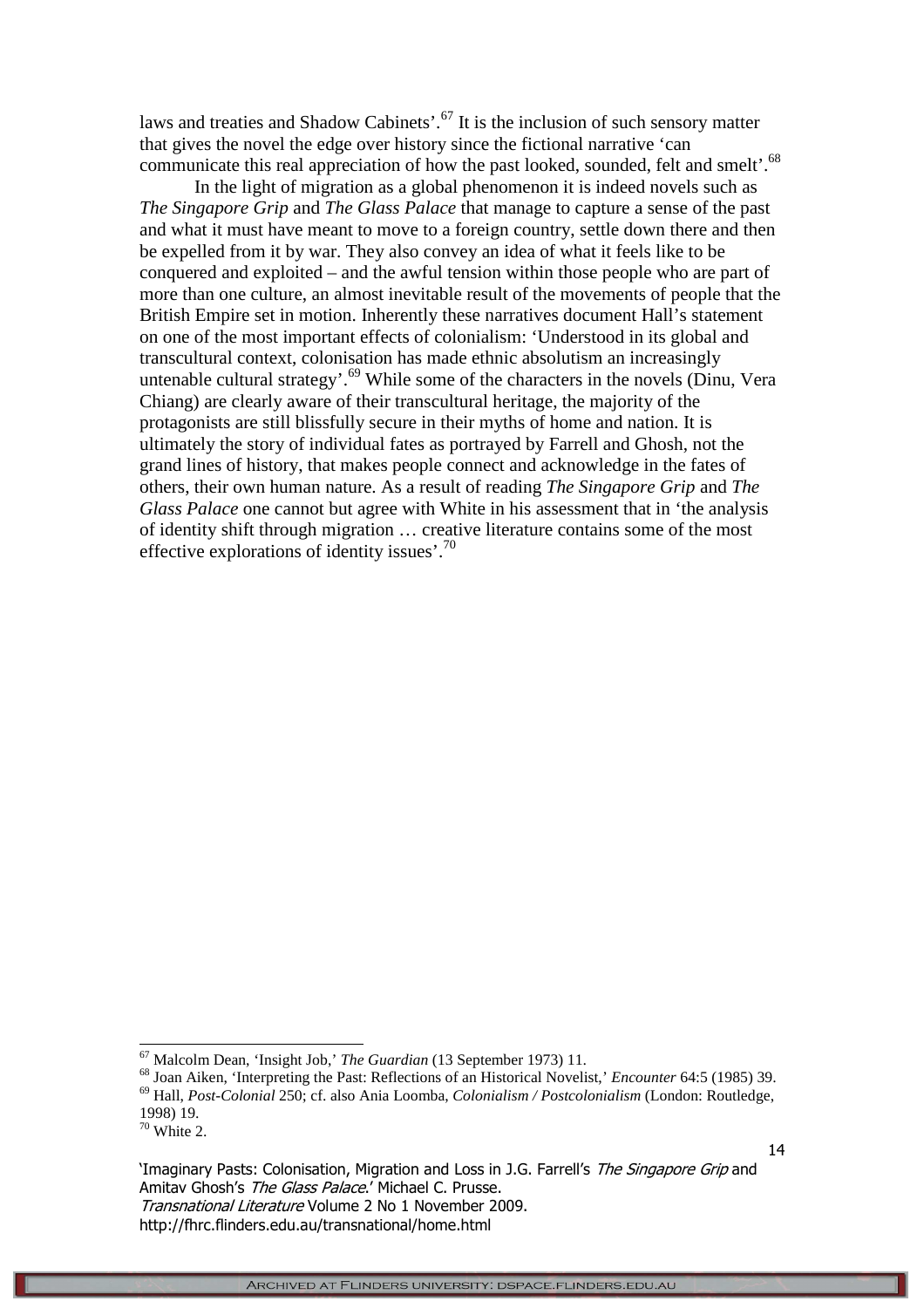laws and treaties and Shadow Cabinets'.[67] It is the inclusion of such sensory matter that gives the novel the edge over history since the fictional narrative 'can communicate this real appreciation of how the past looked, sounded, felt and smelt'.[68]

In the light of migration as a global phenomenon it is indeed novels such as *The Singapore Grip* and *The Glass Palace* that manage to capture a sense of the past and what it must have meant to move to a foreign country, settle down there and then be expelled from it by war. They also convey an idea of what it feels like to be conquered and exploited – and the awful tension within those people who are part of more than one culture, an almost inevitable result of the movements of people that the British Empire set in motion. Inherently these narratives document Hall's statement on one of the most important effects of colonialism: 'Understood in its global and transcultural context, colonisation has made ethnic absolutism an increasingly untenable cultural strategy'.[69] While some of the characters in the novels (Dinu, Vera Chiang) are clearly aware of their transcultural heritage, the majority of the protagonists are still blissfully secure in their myths of home and nation. It is ultimately the story of individual fates as portrayed by Farrell and Ghosh, not the grand lines of history, that makes people connect and acknowledge in the fates of others, their own human nature. As a result of reading *The Singapore Grip* and *The Glass Palace* one cannot but agree with White in his assessment that in 'the analysis of identity shift through migration … creative literature contains some of the most effective explorations of identity issues'.[70]

---

[67] Malcolm Dean, 'Insight Job,' *The Guardian* (13 September 1973) 11.

[68] Joan Aiken, 'Interpreting the Past: Reflections of an Historical Novelist,' *Encounter* 64:5 (1985) 39.

[69] Hall, *Post-Colonial* 250; cf. also Ania Loomba, *Colonialism / Postcolonialism* (London: Routledge, 1998) 19.

[70] White 2.